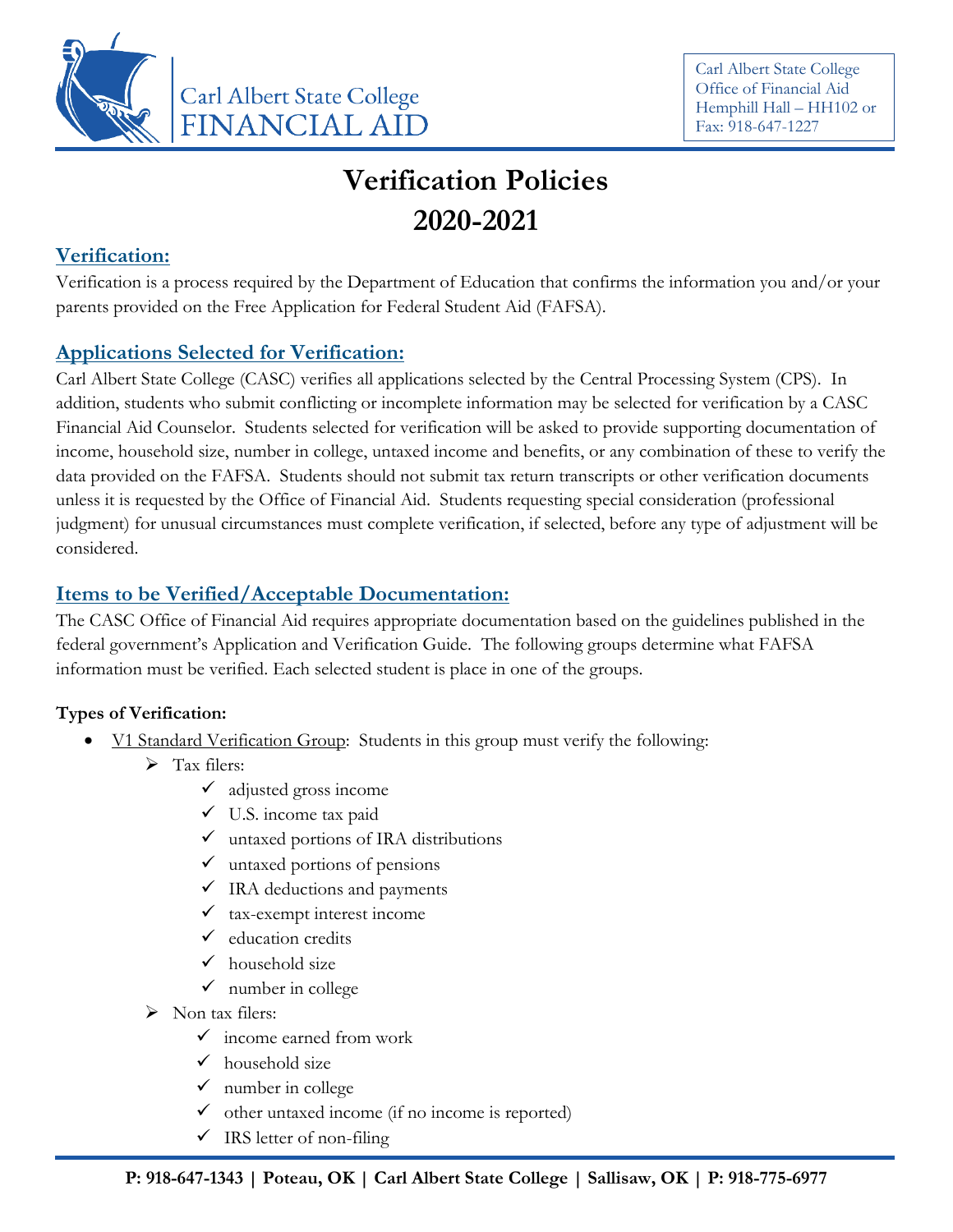Carl Albert State College
FINANCIAL AID

Carl Albert State College
Office of Financial Aid
Hemphill Hall – HH102 or
Fax: 918-647-1227

# Verification Policies
# 2020-2021

## Verification:

Verification is a process required by the Department of Education that confirms the information you and/or your parents provided on the Free Application for Federal Student Aid (FAFSA).

## Applications Selected for Verification:

Carl Albert State College (CASC) verifies all applications selected by the Central Processing System (CPS). In addition, students who submit conflicting or incomplete information may be selected for verification by a CASC Financial Aid Counselor. Students selected for verification will be asked to provide supporting documentation of income, household size, number in college, untaxed income and benefits, or any combination of these to verify the data provided on the FAFSA. Students should not submit tax return transcripts or other verification documents unless it is requested by the Office of Financial Aid. Students requesting special consideration (professional judgment) for unusual circumstances must complete verification, if selected, before any type of adjustment will be considered.

## Items to be Verified/Acceptable Documentation:

The CASC Office of Financial Aid requires appropriate documentation based on the guidelines published in the federal government's Application and Verification Guide. The following groups determine what FAFSA information must be verified. Each selected student is place in one of the groups.

**Types of Verification:**

- V1 Standard Verification Group: Students in this group must verify the following:
  - Tax filers:
    - adjusted gross income
    - U.S. income tax paid
    - untaxed portions of IRA distributions
    - untaxed portions of pensions
    - IRA deductions and payments
    - tax-exempt interest income
    - education credits
    - household size
    - number in college
  - Non tax filers:
    - income earned from work
    - household size
    - number in college
    - other untaxed income (if no income is reported)
    - IRS letter of non-filing

**P: 918-647-1343 | Poteau, OK | Carl Albert State College | Sallisaw, OK | P: 918-775-6977**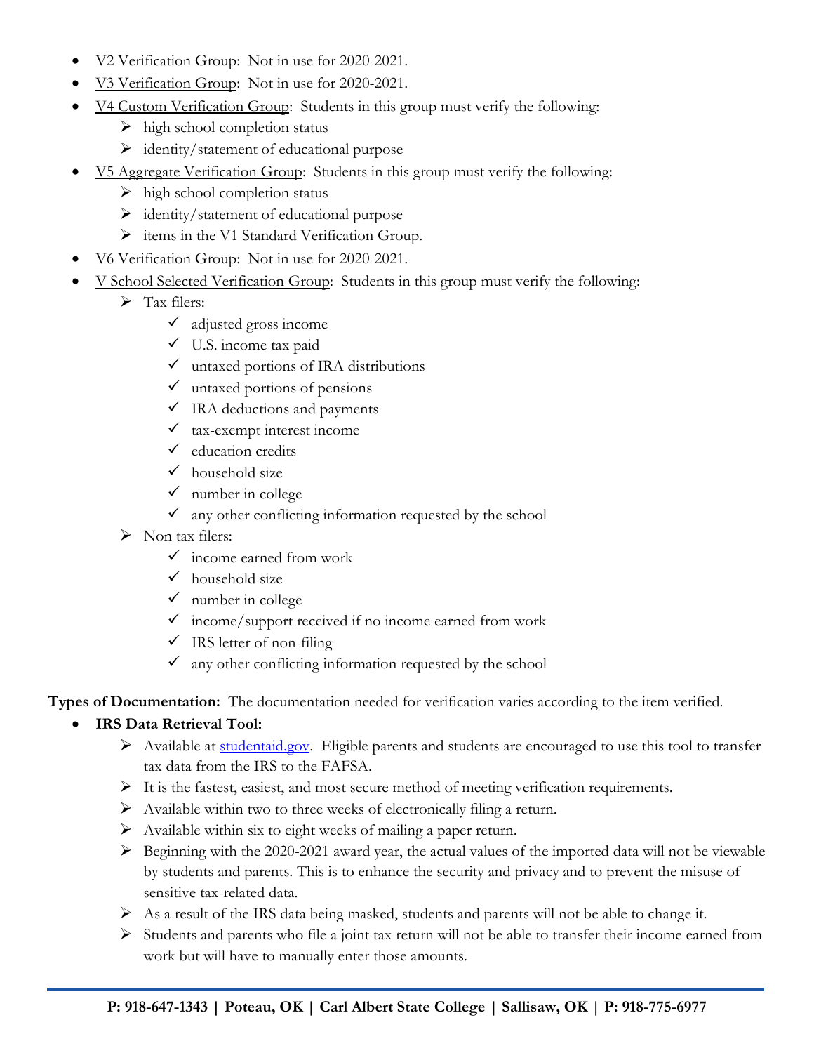- V2 Verification Group: Not in use for 2020-2021.
- V3 Verification Group: Not in use for 2020-2021.
- V4 Custom Verification Group: Students in this group must verify the following:
  - high school completion status
  - identity/statement of educational purpose
- V5 Aggregate Verification Group: Students in this group must verify the following:
  - high school completion status
  - identity/statement of educational purpose
  - items in the V1 Standard Verification Group.
- V6 Verification Group: Not in use for 2020-2021.
- V School Selected Verification Group: Students in this group must verify the following:
  - Tax filers:
    - adjusted gross income
    - U.S. income tax paid
    - untaxed portions of IRA distributions
    - untaxed portions of pensions
    - IRA deductions and payments
    - tax-exempt interest income
    - education credits
    - household size
    - number in college
    - any other conflicting information requested by the school
  - Non tax filers:
    - income earned from work
    - household size
    - number in college
    - income/support received if no income earned from work
    - IRS letter of non-filing
    - any other conflicting information requested by the school

**Types of Documentation:** The documentation needed for verification varies according to the item verified.

- **IRS Data Retrieval Tool:**
  - Available at studentaid.gov. Eligible parents and students are encouraged to use this tool to transfer tax data from the IRS to the FAFSA.
  - It is the fastest, easiest, and most secure method of meeting verification requirements.
  - Available within two to three weeks of electronically filing a return.
  - Available within six to eight weeks of mailing a paper return.
  - Beginning with the 2020-2021 award year, the actual values of the imported data will not be viewable by students and parents. This is to enhance the security and privacy and to prevent the misuse of sensitive tax-related data.
  - As a result of the IRS data being masked, students and parents will not be able to change it.
  - Students and parents who file a joint tax return will not be able to transfer their income earned from work but will have to manually enter those amounts.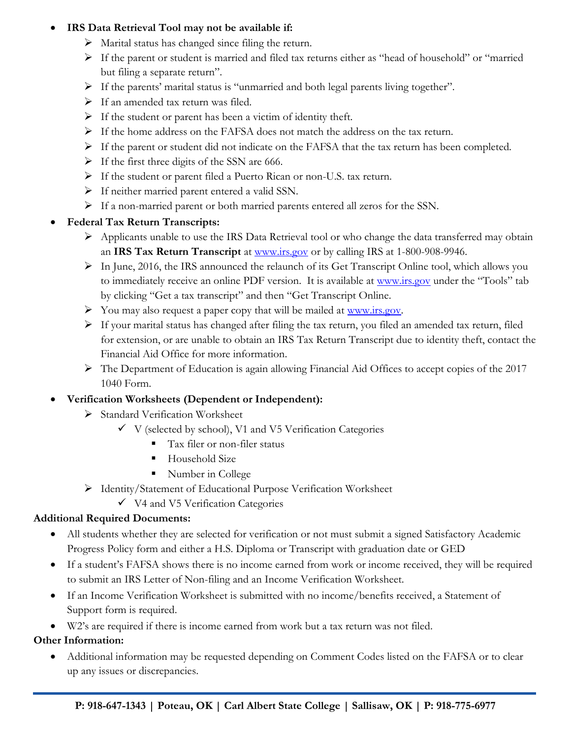- **IRS Data Retrieval Tool may not be available if:**
  - Marital status has changed since filing the return.
  - If the parent or student is married and filed tax returns either as "head of household" or "married but filing a separate return".
  - If the parents' marital status is "unmarried and both legal parents living together".
  - If an amended tax return was filed.
  - If the student or parent has been a victim of identity theft.
  - If the home address on the FAFSA does not match the address on the tax return.
  - If the parent or student did not indicate on the FAFSA that the tax return has been completed.
  - If the first three digits of the SSN are 666.
  - If the student or parent filed a Puerto Rican or non-U.S. tax return.
  - If neither married parent entered a valid SSN.
  - If a non-married parent or both married parents entered all zeros for the SSN.
- **Federal Tax Return Transcripts:**
  - Applicants unable to use the IRS Data Retrieval tool or who change the data transferred may obtain an **IRS Tax Return Transcript** at www.irs.gov or by calling IRS at 1-800-908-9946.
  - In June, 2016, the IRS announced the relaunch of its Get Transcript Online tool, which allows you to immediately receive an online PDF version. It is available at www.irs.gov under the "Tools" tab by clicking "Get a tax transcript" and then "Get Transcript Online.
  - You may also request a paper copy that will be mailed at www.irs.gov.
  - If your marital status has changed after filing the tax return, you filed an amended tax return, filed for extension, or are unable to obtain an IRS Tax Return Transcript due to identity theft, contact the Financial Aid Office for more information.
  - The Department of Education is again allowing Financial Aid Offices to accept copies of the 2017 1040 Form.
- **Verification Worksheets (Dependent or Independent):**
  - Standard Verification Worksheet
    - ✓ V (selected by school), V1 and V5 Verification Categories
      - Tax filer or non-filer status
      - Household Size
      - Number in College
  - Identity/Statement of Educational Purpose Verification Worksheet
    - ✓ V4 and V5 Verification Categories

**Additional Required Documents:**

- All students whether they are selected for verification or not must submit a signed Satisfactory Academic Progress Policy form and either a H.S. Diploma or Transcript with graduation date or GED
- If a student's FAFSA shows there is no income earned from work or income received, they will be required to submit an IRS Letter of Non-filing and an Income Verification Worksheet.
- If an Income Verification Worksheet is submitted with no income/benefits received, a Statement of Support form is required.
- W2's are required if there is income earned from work but a tax return was not filed.

**Other Information:**

- Additional information may be requested depending on Comment Codes listed on the FAFSA or to clear up any issues or discrepancies.

**P: 918-647-1343 | Poteau, OK | Carl Albert State College | Sallisaw, OK | P: 918-775-6977**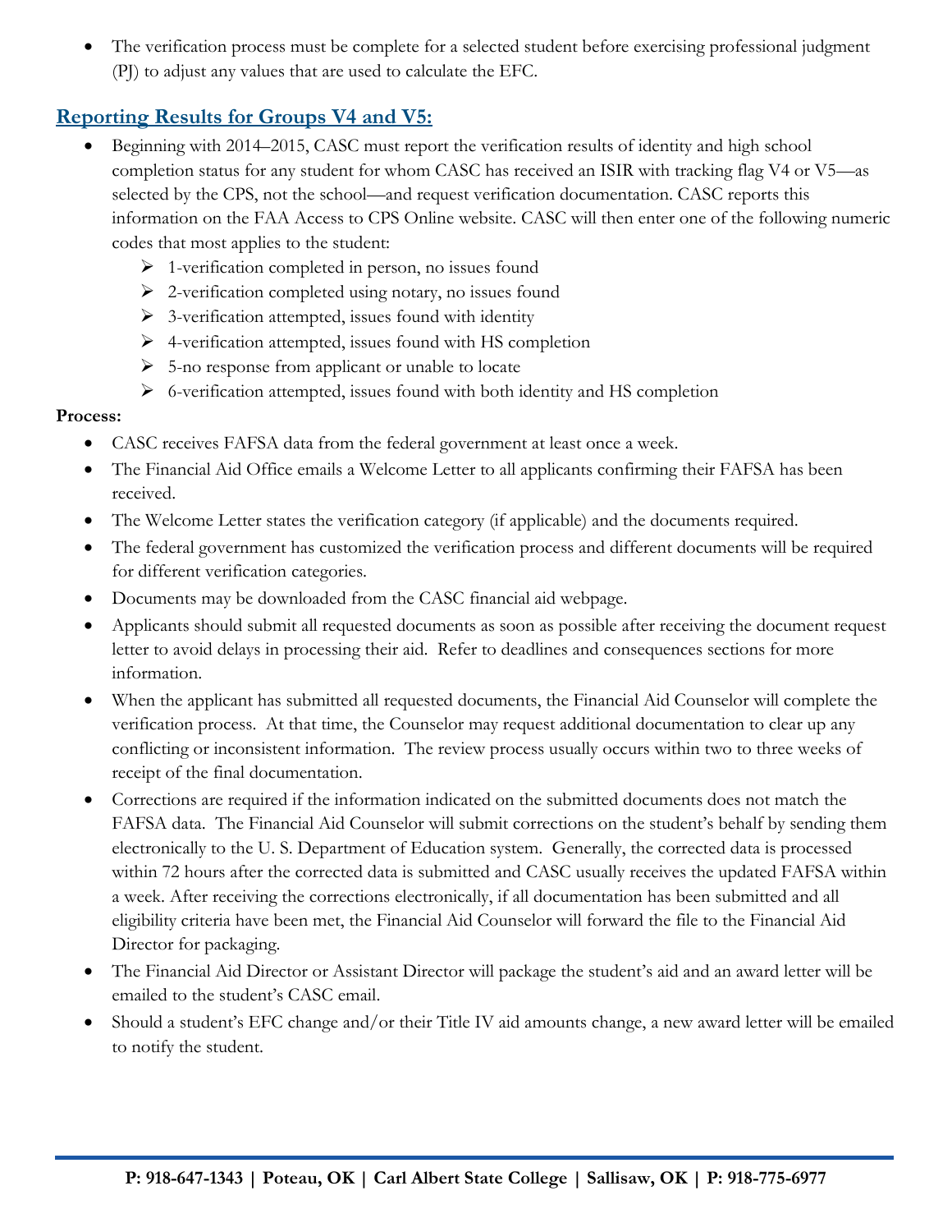- The verification process must be complete for a selected student before exercising professional judgment (PJ) to adjust any values that are used to calculate the EFC.

## Reporting Results for Groups V4 and V5:

- Beginning with 2014–2015, CASC must report the verification results of identity and high school completion status for any student for whom CASC has received an ISIR with tracking flag V4 or V5—as selected by the CPS, not the school—and request verification documentation. CASC reports this information on the FAA Access to CPS Online website. CASC will then enter one of the following numeric codes that most applies to the student:
  - 1-verification completed in person, no issues found
  - 2-verification completed using notary, no issues found
  - 3-verification attempted, issues found with identity
  - 4-verification attempted, issues found with HS completion
  - 5-no response from applicant or unable to locate
  - 6-verification attempted, issues found with both identity and HS completion

**Process:**

- CASC receives FAFSA data from the federal government at least once a week.
- The Financial Aid Office emails a Welcome Letter to all applicants confirming their FAFSA has been received.
- The Welcome Letter states the verification category (if applicable) and the documents required.
- The federal government has customized the verification process and different documents will be required for different verification categories.
- Documents may be downloaded from the CASC financial aid webpage.
- Applicants should submit all requested documents as soon as possible after receiving the document request letter to avoid delays in processing their aid. Refer to deadlines and consequences sections for more information.
- When the applicant has submitted all requested documents, the Financial Aid Counselor will complete the verification process. At that time, the Counselor may request additional documentation to clear up any conflicting or inconsistent information. The review process usually occurs within two to three weeks of receipt of the final documentation.
- Corrections are required if the information indicated on the submitted documents does not match the FAFSA data. The Financial Aid Counselor will submit corrections on the student's behalf by sending them electronically to the U. S. Department of Education system. Generally, the corrected data is processed within 72 hours after the corrected data is submitted and CASC usually receives the updated FAFSA within a week. After receiving the corrections electronically, if all documentation has been submitted and all eligibility criteria have been met, the Financial Aid Counselor will forward the file to the Financial Aid Director for packaging.
- The Financial Aid Director or Assistant Director will package the student's aid and an award letter will be emailed to the student's CASC email.
- Should a student's EFC change and/or their Title IV aid amounts change, a new award letter will be emailed to notify the student.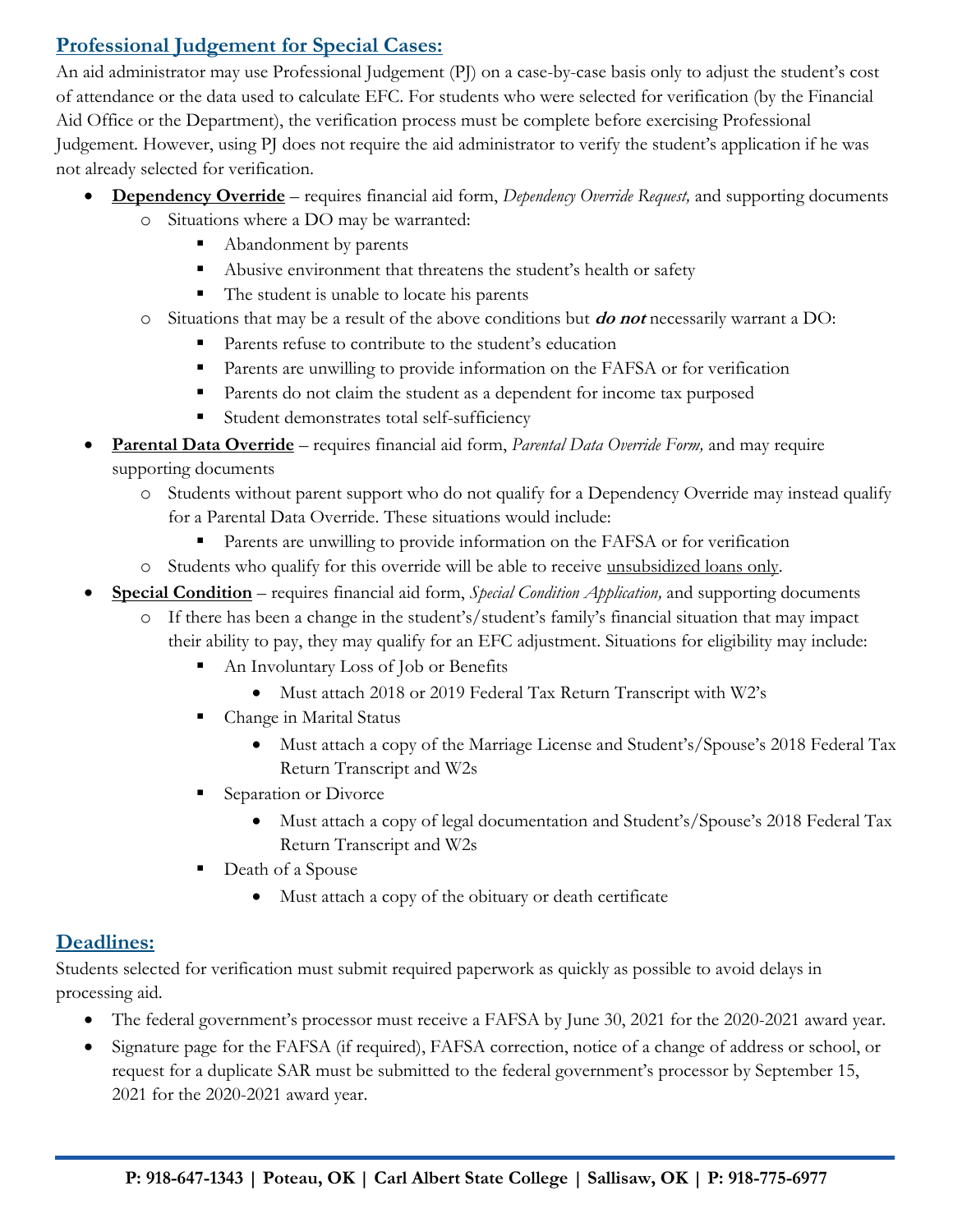## Professional Judgement for Special Cases:

An aid administrator may use Professional Judgement (PJ) on a case-by-case basis only to adjust the student's cost of attendance or the data used to calculate EFC. For students who were selected for verification (by the Financial Aid Office or the Department), the verification process must be complete before exercising Professional Judgement. However, using PJ does not require the aid administrator to verify the student's application if he was not already selected for verification.

- **Dependency Override** – requires financial aid form, *Dependency Override Request,* and supporting documents
  - Situations where a DO may be warranted:
    - Abandonment by parents
    - Abusive environment that threatens the student's health or safety
    - The student is unable to locate his parents
  - Situations that may be a result of the above conditions but ***do not*** necessarily warrant a DO:
    - Parents refuse to contribute to the student's education
    - Parents are unwilling to provide information on the FAFSA or for verification
    - Parents do not claim the student as a dependent for income tax purposed
    - Student demonstrates total self-sufficiency
- **Parental Data Override** – requires financial aid form, *Parental Data Override Form,* and may require supporting documents
  - Students without parent support who do not qualify for a Dependency Override may instead qualify for a Parental Data Override. These situations would include:
    - Parents are unwilling to provide information on the FAFSA or for verification
  - Students who qualify for this override will be able to receive unsubsidized loans only.
- **Special Condition** – requires financial aid form, *Special Condition Application,* and supporting documents
  - If there has been a change in the student's/student's family's financial situation that may impact their ability to pay, they may qualify for an EFC adjustment. Situations for eligibility may include:
    - An Involuntary Loss of Job or Benefits
      - Must attach 2018 or 2019 Federal Tax Return Transcript with W2's
    - Change in Marital Status
      - Must attach a copy of the Marriage License and Student's/Spouse's 2018 Federal Tax Return Transcript and W2s
    - Separation or Divorce
      - Must attach a copy of legal documentation and Student's/Spouse's 2018 Federal Tax Return Transcript and W2s
    - Death of a Spouse
      - Must attach a copy of the obituary or death certificate

## Deadlines:

Students selected for verification must submit required paperwork as quickly as possible to avoid delays in processing aid.

- The federal government's processor must receive a FAFSA by June 30, 2021 for the 2020-2021 award year.
- Signature page for the FAFSA (if required), FAFSA correction, notice of a change of address or school, or request for a duplicate SAR must be submitted to the federal government's processor by September 15, 2021 for the 2020-2021 award year.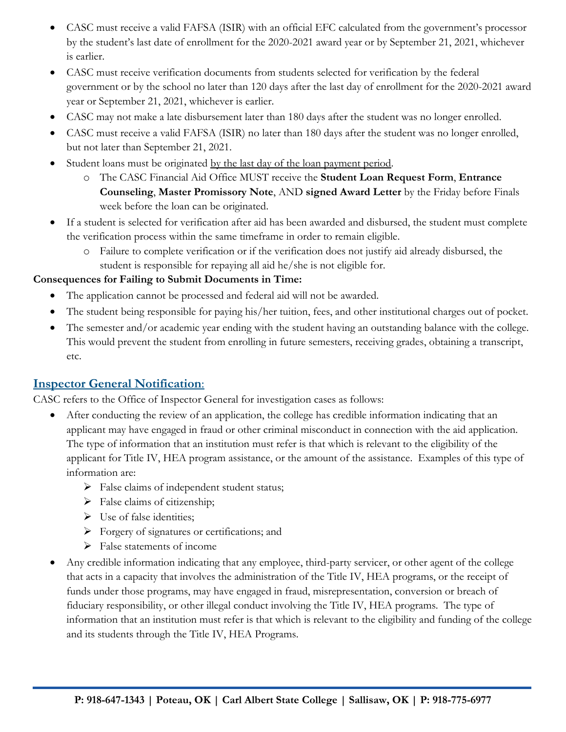- CASC must receive a valid FAFSA (ISIR) with an official EFC calculated from the government's processor by the student's last date of enrollment for the 2020-2021 award year or by September 21, 2021, whichever is earlier.
- CASC must receive verification documents from students selected for verification by the federal government or by the school no later than 120 days after the last day of enrollment for the 2020-2021 award year or September 21, 2021, whichever is earlier.
- CASC may not make a late disbursement later than 180 days after the student was no longer enrolled.
- CASC must receive a valid FAFSA (ISIR) no later than 180 days after the student was no longer enrolled, but not later than September 21, 2021.
- Student loans must be originated <u>by the last day of the loan payment period</u>.
    - The CASC Financial Aid Office MUST receive the **Student Loan Request Form**, **Entrance Counseling**, **Master Promissory Note**, AND **signed Award Letter** by the Friday before Finals week before the loan can be originated.
- If a student is selected for verification after aid has been awarded and disbursed, the student must complete the verification process within the same timeframe in order to remain eligible.
    - Failure to complete verification or if the verification does not justify aid already disbursed, the student is responsible for repaying all aid he/she is not eligible for.

**Consequences for Failing to Submit Documents in Time:**

- The application cannot be processed and federal aid will not be awarded.
- The student being responsible for paying his/her tuition, fees, and other institutional charges out of pocket.
- The semester and/or academic year ending with the student having an outstanding balance with the college. This would prevent the student from enrolling in future semesters, receiving grades, obtaining a transcript, etc.

## Inspector General Notification:

CASC refers to the Office of Inspector General for investigation cases as follows:

- After conducting the review of an application, the college has credible information indicating that an applicant may have engaged in fraud or other criminal misconduct in connection with the aid application. The type of information that an institution must refer is that which is relevant to the eligibility of the applicant for Title IV, HEA program assistance, or the amount of the assistance. Examples of this type of information are:
    - False claims of independent student status;
    - False claims of citizenship;
    - Use of false identities;
    - Forgery of signatures or certifications; and
    - False statements of income
- Any credible information indicating that any employee, third-party servicer, or other agent of the college that acts in a capacity that involves the administration of the Title IV, HEA programs, or the receipt of funds under those programs, may have engaged in fraud, misrepresentation, conversion or breach of fiduciary responsibility, or other illegal conduct involving the Title IV, HEA programs. The type of information that an institution must refer is that which is relevant to the eligibility and funding of the college and its students through the Title IV, HEA Programs.